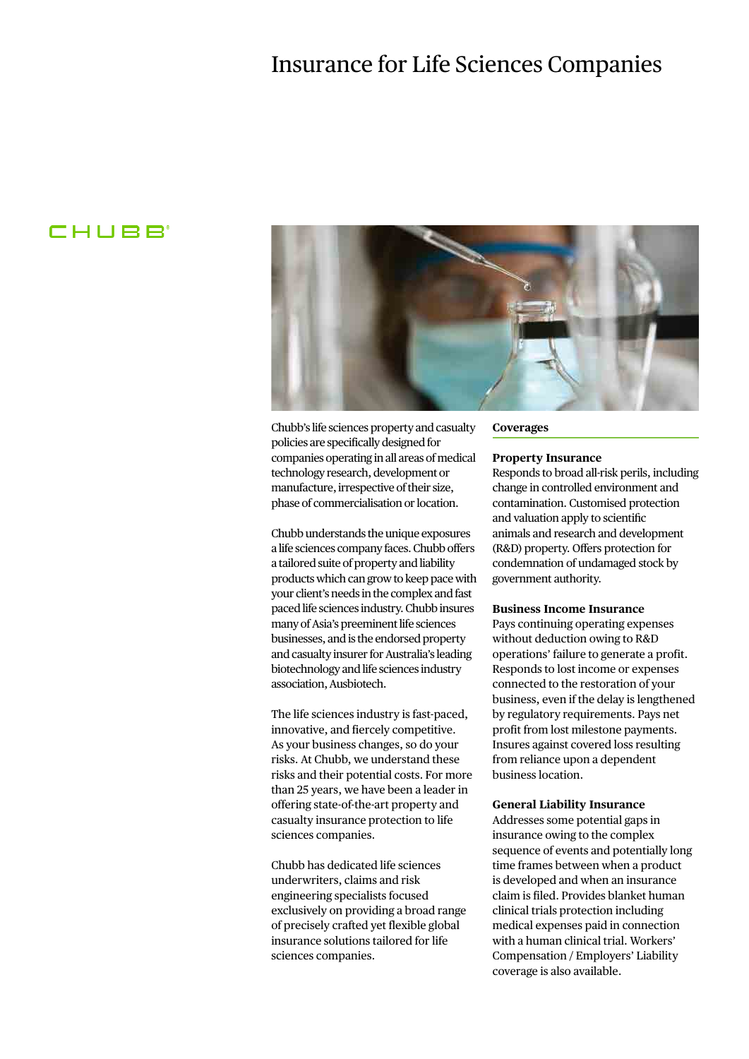# Insurance for Life Sciences Companies

CHUBB

Chubb's life sciences property and casualty policies are specifically designed for companies operating in all areas of medical technology research, development or manufacture, irrespective of their size, phase of commercialisation or location.

Chubb understands the unique exposures a life sciences company faces. Chubb offers a tailored suite of property and liability products which can grow to keep pace with your client's needs in the complex and fast paced life sciences industry. Chubb insures many of Asia's preeminent life sciences businesses, and is the endorsed property and casualty insurer for Australia's leading biotechnology and life sciences industry association, Ausbiotech.

The life sciences industry is fast-paced, innovative, and fiercely competitive. As your business changes, so do your risks. At Chubb, we understand these risks and their potential costs. For more than 25 years, we have been a leader in offering state-of-the-art property and casualty insurance protection to life sciences companies.

Chubb has dedicated life sciences underwriters, claims and risk engineering specialists focused exclusively on providing a broad range of precisely crafted yet flexible global insurance solutions tailored for life sciences companies.

## Coverages

### Property Insurance

Responds to broad all-risk perils, including change in controlled environment and contamination. Customised protection and valuation apply to scientific animals and research and development (R&D) property. Offers protection for condemnation of undamaged stock by government authority.

### Business Income Insurance

Pays continuing operating expenses without deduction owing to R&D operations' failure to generate a profit. Responds to lost income or expenses connected to the restoration of your business, even if the delay is lengthened by regulatory requirements. Pays net profit from lost milestone payments. Insures against covered loss resulting from reliance upon a dependent business location.

### General Liability Insurance

Addresses some potential gaps in insurance owing to the complex sequence of events and potentially long time frames between when a product is developed and when an insurance claim is filed. Provides blanket human clinical trials protection including medical expenses paid in connection with a human clinical trial. Workers' Compensation / Employers' Liability coverage is also available.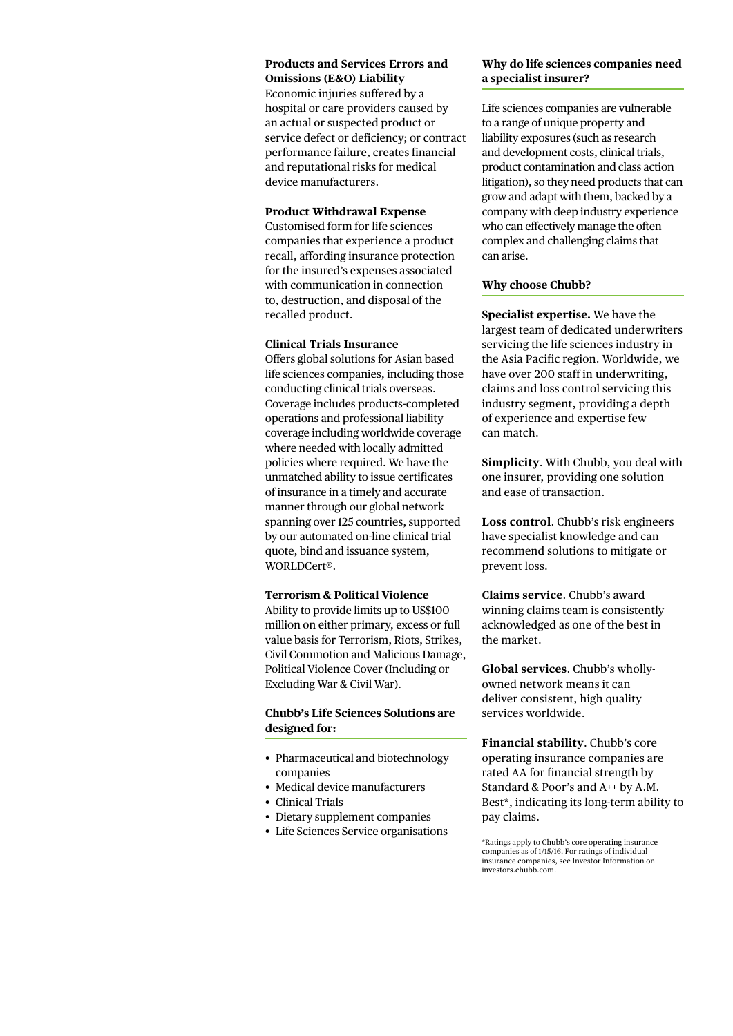**Products and Services Errors and Omissions (E&O) Liability**
Economic injuries suffered by a hospital or care providers caused by an actual or suspected product or service defect or deficiency; or contract performance failure, creates financial and reputational risks for medical device manufacturers.

**Product Withdrawal Expense**
Customised form for life sciences companies that experience a product recall, affording insurance protection for the insured's expenses associated with communication in connection to, destruction, and disposal of the recalled product.

**Clinical Trials Insurance**
Offers global solutions for Asian based life sciences companies, including those conducting clinical trials overseas. Coverage includes products-completed operations and professional liability coverage including worldwide coverage where needed with locally admitted policies where required. We have the unmatched ability to issue certificates of insurance in a timely and accurate manner through our global network spanning over 125 countries, supported by our automated on-line clinical trial quote, bind and issuance system, WORLDCert®.

**Terrorism & Political Violence**
Ability to provide limits up to US$100 million on either primary, excess or full value basis for Terrorism, Riots, Strikes, Civil Commotion and Malicious Damage, Political Violence Cover (Including or Excluding War & Civil War).

### Chubb's Life Sciences Solutions are designed for:

- Pharmaceutical and biotechnology companies
- Medical device manufacturers
- Clinical Trials
- Dietary supplement companies
- Life Sciences Service organisations

### Why do life sciences companies need a specialist insurer?

Life sciences companies are vulnerable to a range of unique property and liability exposures (such as research and development costs, clinical trials, product contamination and class action litigation), so they need products that can grow and adapt with them, backed by a company with deep industry experience who can effectively manage the often complex and challenging claims that can arise.

### Why choose Chubb?

**Specialist expertise.** We have the largest team of dedicated underwriters servicing the life sciences industry in the Asia Pacific region. Worldwide, we have over 200 staff in underwriting, claims and loss control servicing this industry segment, providing a depth of experience and expertise few can match.

**Simplicity**. With Chubb, you deal with one insurer, providing one solution and ease of transaction.

**Loss control**. Chubb's risk engineers have specialist knowledge and can recommend solutions to mitigate or prevent loss.

**Claims service**. Chubb's award winning claims team is consistently acknowledged as one of the best in the market.

**Global services**. Chubb's wholly-owned network means it can deliver consistent, high quality services worldwide.

**Financial stability**. Chubb's core operating insurance companies are rated AA for financial strength by Standard & Poor's and A++ by A.M. Best*, indicating its long-term ability to pay claims.

*Ratings apply to Chubb's core operating insurance companies as of 1/15/16. For ratings of individual insurance companies, see Investor Information on investors.chubb.com.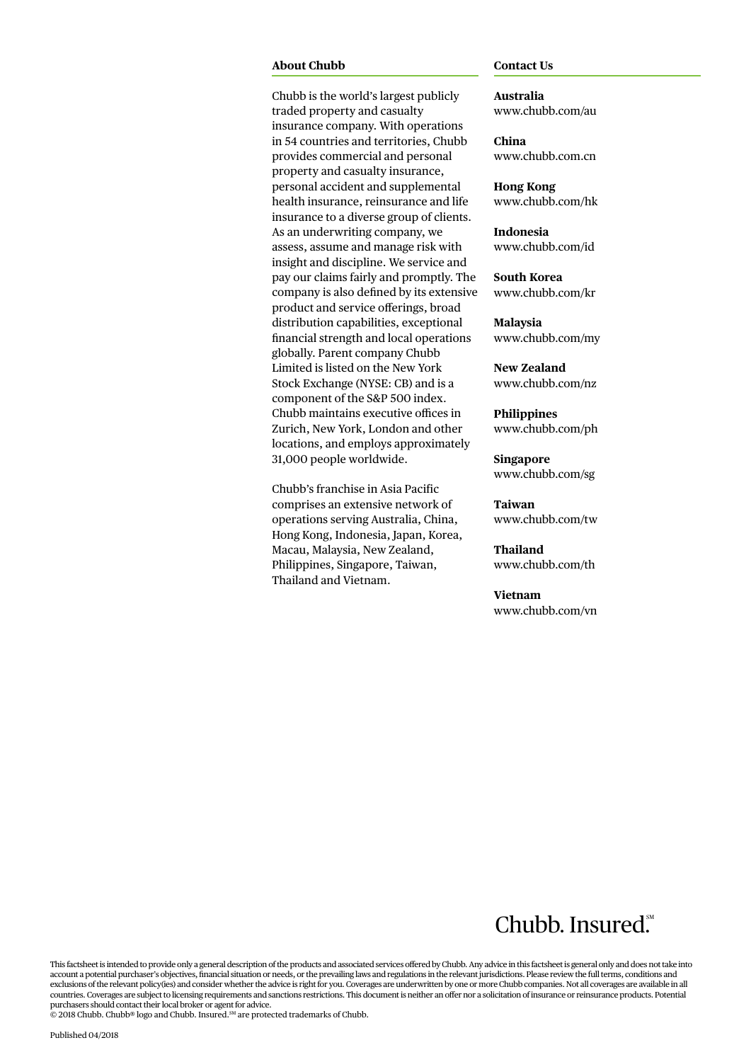## About Chubb

Chubb is the world's largest publicly traded property and casualty insurance company. With operations in 54 countries and territories, Chubb provides commercial and personal property and casualty insurance, personal accident and supplemental health insurance, reinsurance and life insurance to a diverse group of clients. As an underwriting company, we assess, assume and manage risk with insight and discipline. We service and pay our claims fairly and promptly. The company is also defined by its extensive product and service offerings, broad distribution capabilities, exceptional financial strength and local operations globally. Parent company Chubb Limited is listed on the New York Stock Exchange (NYSE: CB) and is a component of the S&P 500 index. Chubb maintains executive offices in Zurich, New York, London and other locations, and employs approximately 31,000 people worldwide.

Chubb's franchise in Asia Pacific comprises an extensive network of operations serving Australia, China, Hong Kong, Indonesia, Japan, Korea, Macau, Malaysia, New Zealand, Philippines, Singapore, Taiwan, Thailand and Vietnam.

## Contact Us

**Australia**
www.chubb.com/au

**China**
www.chubb.com.cn

**Hong Kong**
www.chubb.com/hk

**Indonesia**
www.chubb.com/id

**South Korea**
www.chubb.com/kr

**Malaysia**
www.chubb.com/my

**New Zealand**
www.chubb.com/nz

**Philippines**
www.chubb.com/ph

**Singapore**
www.chubb.com/sg

**Taiwan**
www.chubb.com/tw

**Thailand**
www.chubb.com/th

**Vietnam**
www.chubb.com/vn

Chubb. Insured.SM

This factsheet is intended to provide only a general description of the products and associated services offered by Chubb. Any advice in this factsheet is general only and does not take into account a potential purchaser's objectives, financial situation or needs, or the prevailing laws and regulations in the relevant jurisdictions. Please review the full terms, conditions and exclusions of the relevant policy(ies) and consider whether the advice is right for you. Coverages are underwritten by one or more Chubb companies. Not all coverages are available in all countries. Coverages are subject to licensing requirements and sanctions restrictions. This document is neither an offer nor a solicitation of insurance or reinsurance products. Potential purchasers should contact their local broker or agent for advice.
© 2018 Chubb. Chubb® logo and Chubb. Insured.SM are protected trademarks of Chubb.

Published 04/2018